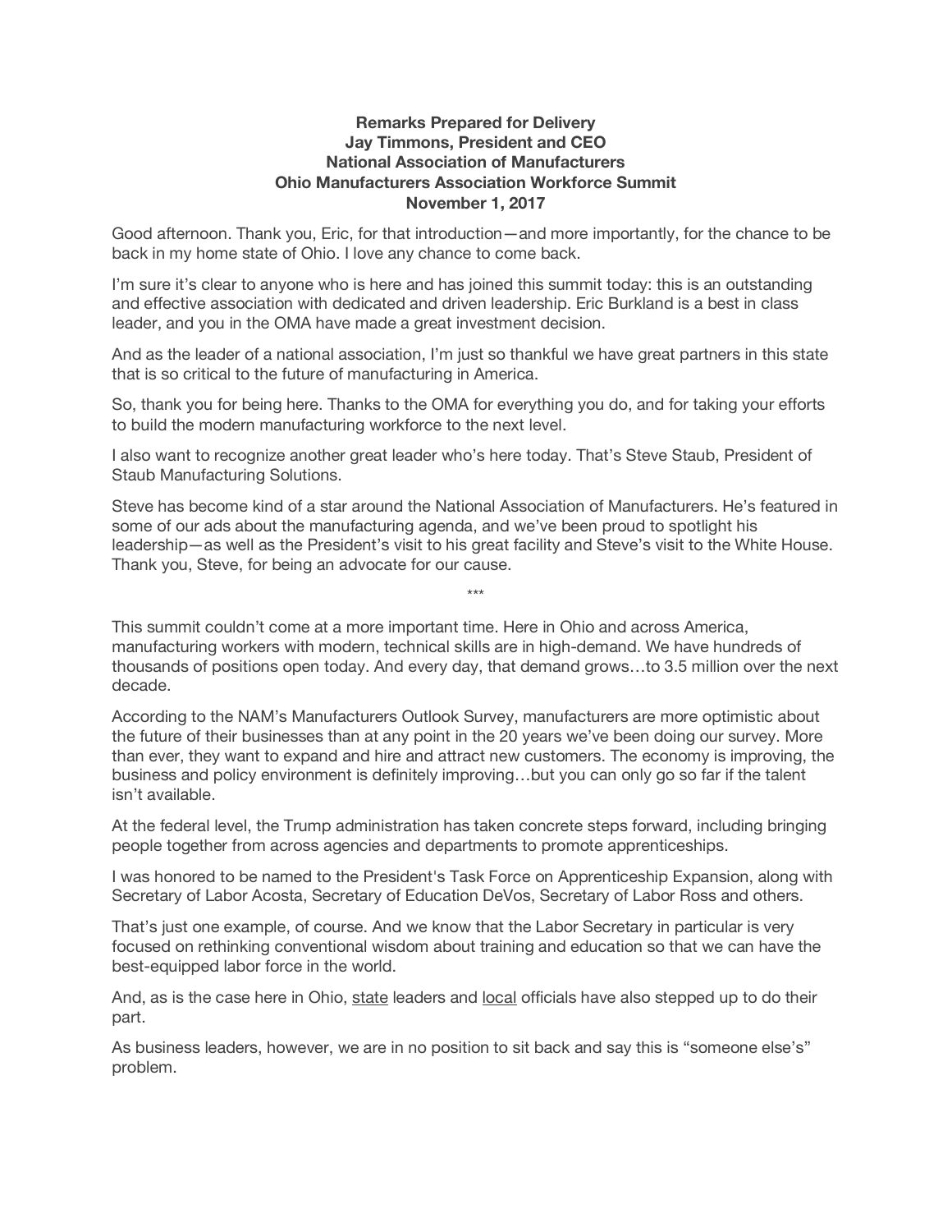**Remarks Prepared for Delivery**
**Jay Timmons, President and CEO**
**National Association of Manufacturers**
**Ohio Manufacturers Association Workforce Summit**
**November 1, 2017**

Good afternoon. Thank you, Eric, for that introduction—and more importantly, for the chance to be back in my home state of Ohio. I love any chance to come back.

I'm sure it's clear to anyone who is here and has joined this summit today: this is an outstanding and effective association with dedicated and driven leadership. Eric Burkland is a best in class leader, and you in the OMA have made a great investment decision.

And as the leader of a national association, I'm just so thankful we have great partners in this state that is so critical to the future of manufacturing in America.

So, thank you for being here. Thanks to the OMA for everything you do, and for taking your efforts to build the modern manufacturing workforce to the next level.

I also want to recognize another great leader who's here today. That's Steve Staub, President of Staub Manufacturing Solutions.

Steve has become kind of a star around the National Association of Manufacturers. He's featured in some of our ads about the manufacturing agenda, and we've been proud to spotlight his leadership—as well as the President's visit to his great facility and Steve's visit to the White House. Thank you, Steve, for being an advocate for our cause.

\*\*\*

This summit couldn't come at a more important time. Here in Ohio and across America, manufacturing workers with modern, technical skills are in high-demand. We have hundreds of thousands of positions open today. And every day, that demand grows…to 3.5 million over the next decade.

According to the NAM's Manufacturers Outlook Survey, manufacturers are more optimistic about the future of their businesses than at any point in the 20 years we've been doing our survey. More than ever, they want to expand and hire and attract new customers. The economy is improving, the business and policy environment is definitely improving…but you can only go so far if the talent isn't available.

At the federal level, the Trump administration has taken concrete steps forward, including bringing people together from across agencies and departments to promote apprenticeships.

I was honored to be named to the President's Task Force on Apprenticeship Expansion, along with Secretary of Labor Acosta, Secretary of Education DeVos, Secretary of Labor Ross and others.

That's just one example, of course. And we know that the Labor Secretary in particular is very focused on rethinking conventional wisdom about training and education so that we can have the best-equipped labor force in the world.

And, as is the case here in Ohio, <u>state</u> leaders and <u>local</u> officials have also stepped up to do their part.

As business leaders, however, we are in no position to sit back and say this is "someone else's" problem.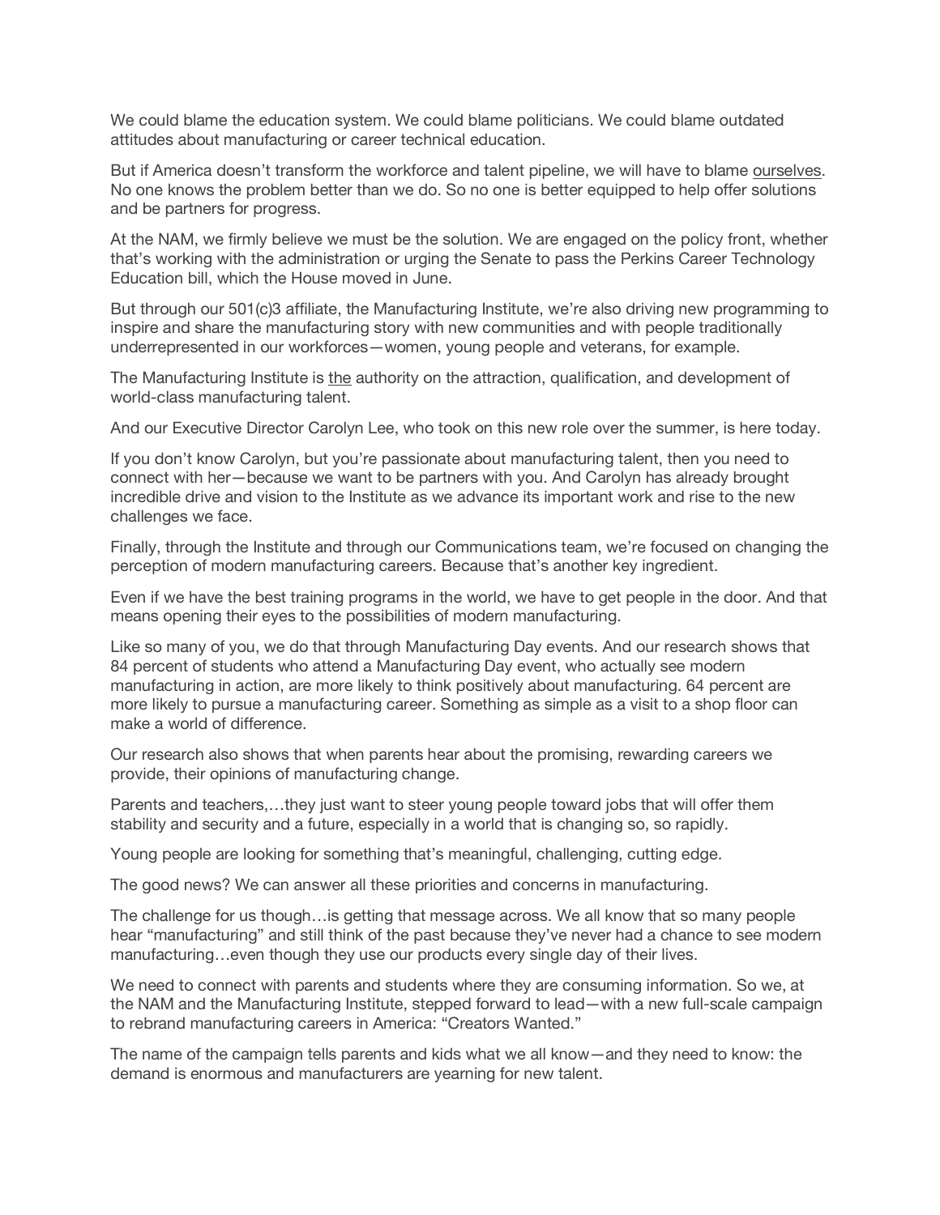We could blame the education system. We could blame politicians. We could blame outdated attitudes about manufacturing or career technical education.

But if America doesn't transform the workforce and talent pipeline, we will have to blame <u>ourselves</u>. No one knows the problem better than we do. So no one is better equipped to help offer solutions and be partners for progress.

At the NAM, we firmly believe we must be the solution. We are engaged on the policy front, whether that's working with the administration or urging the Senate to pass the Perkins Career Technology Education bill, which the House moved in June.

But through our 501(c)3 affiliate, the Manufacturing Institute, we're also driving new programming to inspire and share the manufacturing story with new communities and with people traditionally underrepresented in our workforces—women, young people and veterans, for example.

The Manufacturing Institute is <u>the</u> authority on the attraction, qualification, and development of world-class manufacturing talent.

And our Executive Director Carolyn Lee, who took on this new role over the summer, is here today.

If you don't know Carolyn, but you're passionate about manufacturing talent, then you need to connect with her—because we want to be partners with you. And Carolyn has already brought incredible drive and vision to the Institute as we advance its important work and rise to the new challenges we face.

Finally, through the Institute and through our Communications team, we're focused on changing the perception of modern manufacturing careers. Because that's another key ingredient.

Even if we have the best training programs in the world, we have to get people in the door. And that means opening their eyes to the possibilities of modern manufacturing.

Like so many of you, we do that through Manufacturing Day events. And our research shows that 84 percent of students who attend a Manufacturing Day event, who actually see modern manufacturing in action, are more likely to think positively about manufacturing. 64 percent are more likely to pursue a manufacturing career. Something as simple as a visit to a shop floor can make a world of difference.

Our research also shows that when parents hear about the promising, rewarding careers we provide, their opinions of manufacturing change.

Parents and teachers,…they just want to steer young people toward jobs that will offer them stability and security and a future, especially in a world that is changing so, so rapidly.

Young people are looking for something that's meaningful, challenging, cutting edge.

The good news? We can answer all these priorities and concerns in manufacturing.

The challenge for us though…is getting that message across. We all know that so many people hear "manufacturing" and still think of the past because they've never had a chance to see modern manufacturing…even though they use our products every single day of their lives.

We need to connect with parents and students where they are consuming information. So we, at the NAM and the Manufacturing Institute, stepped forward to lead—with a new full-scale campaign to rebrand manufacturing careers in America: "Creators Wanted."

The name of the campaign tells parents and kids what we all know—and they need to know: the demand is enormous and manufacturers are yearning for new talent.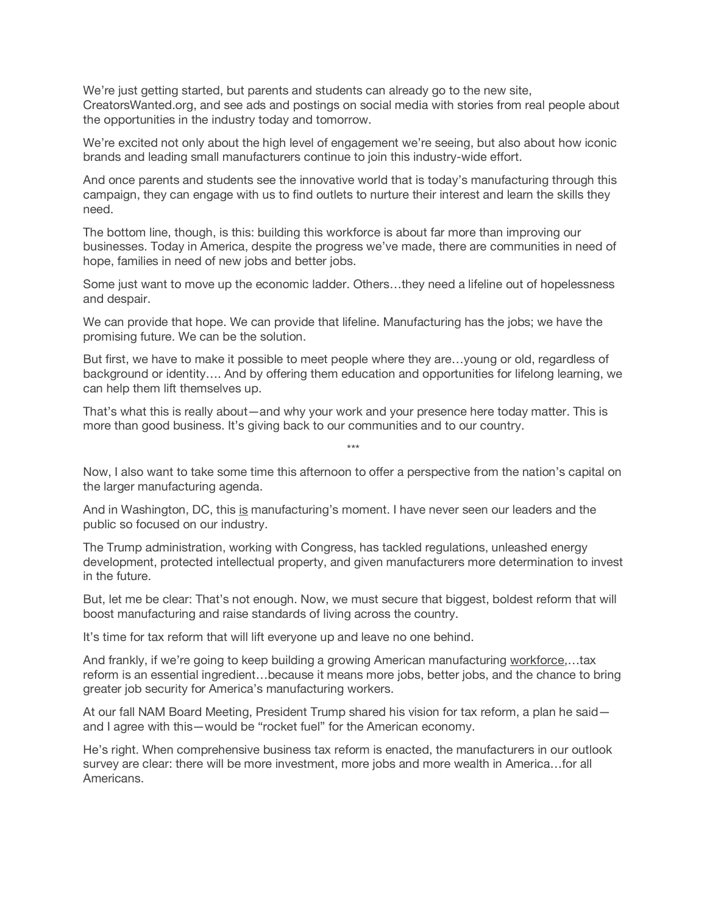We're just getting started, but parents and students can already go to the new site, CreatorsWanted.org, and see ads and postings on social media with stories from real people about the opportunities in the industry today and tomorrow.

We're excited not only about the high level of engagement we're seeing, but also about how iconic brands and leading small manufacturers continue to join this industry-wide effort.

And once parents and students see the innovative world that is today's manufacturing through this campaign, they can engage with us to find outlets to nurture their interest and learn the skills they need.

The bottom line, though, is this: building this workforce is about far more than improving our businesses. Today in America, despite the progress we've made, there are communities in need of hope, families in need of new jobs and better jobs.

Some just want to move up the economic ladder. Others…they need a lifeline out of hopelessness and despair.

We can provide that hope. We can provide that lifeline. Manufacturing has the jobs; we have the promising future. We can be the solution.

But first, we have to make it possible to meet people where they are…young or old, regardless of background or identity…. And by offering them education and opportunities for lifelong learning, we can help them lift themselves up.

That's what this is really about—and why your work and your presence here today matter. This is more than good business. It's giving back to our communities and to our country.

\*\*\*

Now, I also want to take some time this afternoon to offer a perspective from the nation's capital on the larger manufacturing agenda.

And in Washington, DC, this <u>is</u> manufacturing's moment. I have never seen our leaders and the public so focused on our industry.

The Trump administration, working with Congress, has tackled regulations, unleashed energy development, protected intellectual property, and given manufacturers more determination to invest in the future.

But, let me be clear: That's not enough. Now, we must secure that biggest, boldest reform that will boost manufacturing and raise standards of living across the country.

It's time for tax reform that will lift everyone up and leave no one behind.

And frankly, if we're going to keep building a growing American manufacturing <u>workforce</u>,…tax reform is an essential ingredient…because it means more jobs, better jobs, and the chance to bring greater job security for America's manufacturing workers.

At our fall NAM Board Meeting, President Trump shared his vision for tax reform, a plan he said—and I agree with this—would be "rocket fuel" for the American economy.

He's right. When comprehensive business tax reform is enacted, the manufacturers in our outlook survey are clear: there will be more investment, more jobs and more wealth in America…for all Americans.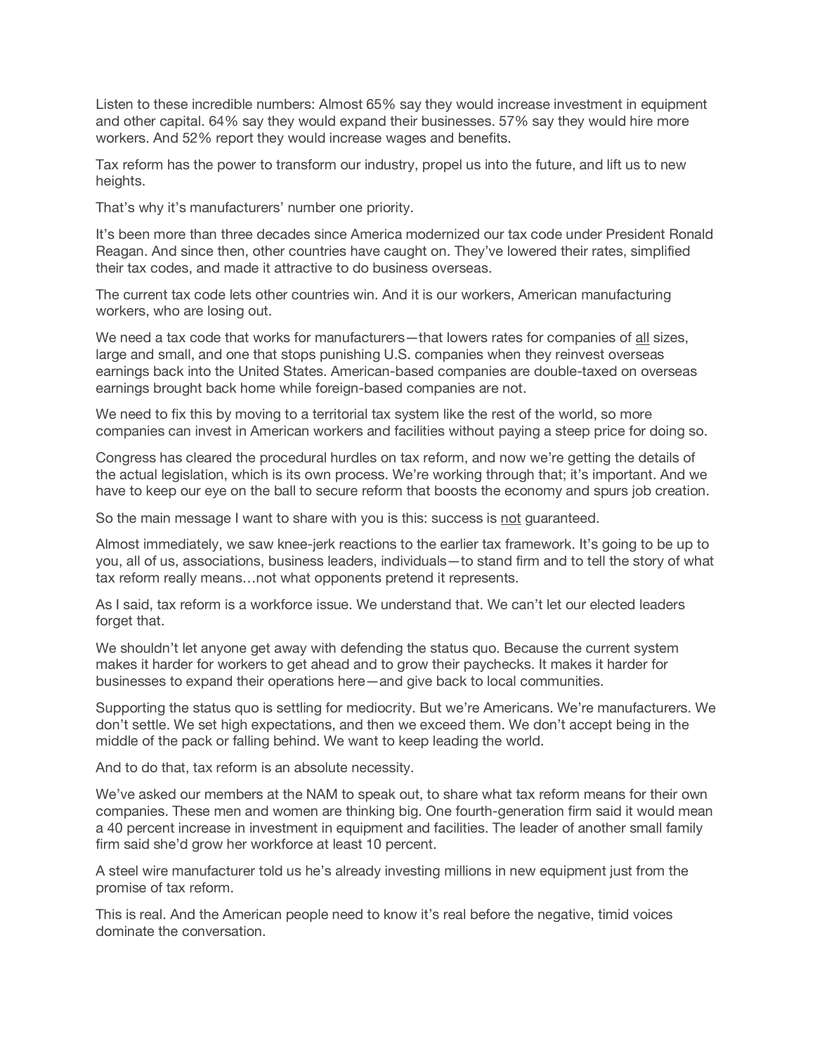Listen to these incredible numbers: Almost 65% say they would increase investment in equipment and other capital. 64% say they would expand their businesses. 57% say they would hire more workers. And 52% report they would increase wages and benefits.

Tax reform has the power to transform our industry, propel us into the future, and lift us to new heights.

That's why it's manufacturers' number one priority.

It's been more than three decades since America modernized our tax code under President Ronald Reagan. And since then, other countries have caught on. They've lowered their rates, simplified their tax codes, and made it attractive to do business overseas.

The current tax code lets other countries win. And it is our workers, American manufacturing workers, who are losing out.

We need a tax code that works for manufacturers—that lowers rates for companies of <u>all</u> sizes, large and small, and one that stops punishing U.S. companies when they reinvest overseas earnings back into the United States. American-based companies are double-taxed on overseas earnings brought back home while foreign-based companies are not.

We need to fix this by moving to a territorial tax system like the rest of the world, so more companies can invest in American workers and facilities without paying a steep price for doing so.

Congress has cleared the procedural hurdles on tax reform, and now we're getting the details of the actual legislation, which is its own process. We're working through that; it's important. And we have to keep our eye on the ball to secure reform that boosts the economy and spurs job creation.

So the main message I want to share with you is this: success is <u>not</u> guaranteed.

Almost immediately, we saw knee-jerk reactions to the earlier tax framework. It's going to be up to you, all of us, associations, business leaders, individuals—to stand firm and to tell the story of what tax reform really means…not what opponents pretend it represents.

As I said, tax reform is a workforce issue. We understand that. We can't let our elected leaders forget that.

We shouldn't let anyone get away with defending the status quo. Because the current system makes it harder for workers to get ahead and to grow their paychecks. It makes it harder for businesses to expand their operations here—and give back to local communities.

Supporting the status quo is settling for mediocrity. But we're Americans. We're manufacturers. We don't settle. We set high expectations, and then we exceed them. We don't accept being in the middle of the pack or falling behind. We want to keep leading the world.

And to do that, tax reform is an absolute necessity.

We've asked our members at the NAM to speak out, to share what tax reform means for their own companies. These men and women are thinking big. One fourth-generation firm said it would mean a 40 percent increase in investment in equipment and facilities. The leader of another small family firm said she'd grow her workforce at least 10 percent.

A steel wire manufacturer told us he's already investing millions in new equipment just from the promise of tax reform.

This is real. And the American people need to know it's real before the negative, timid voices dominate the conversation.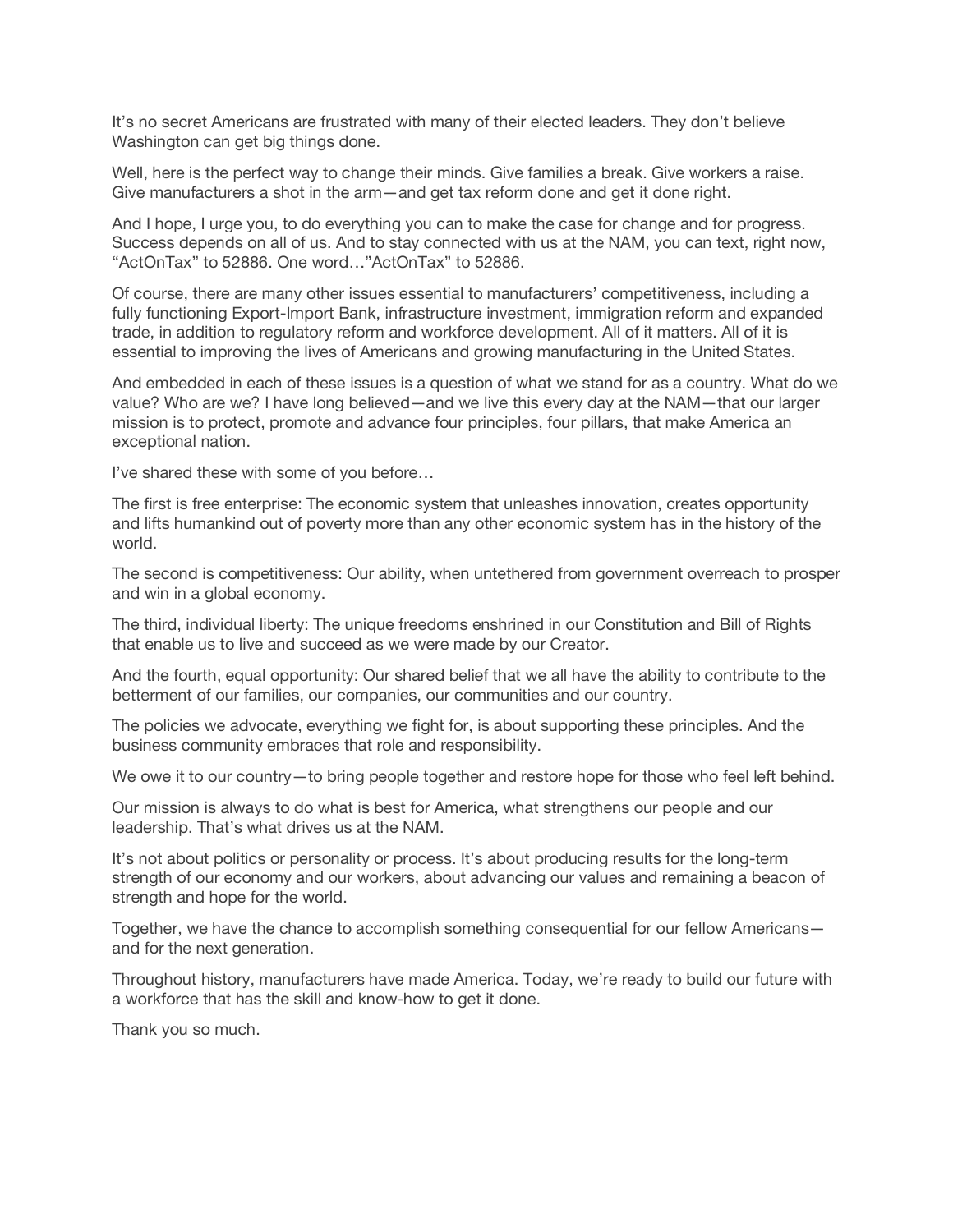It's no secret Americans are frustrated with many of their elected leaders. They don't believe Washington can get big things done.

Well, here is the perfect way to change their minds. Give families a break. Give workers a raise. Give manufacturers a shot in the arm—and get tax reform done and get it done right.

And I hope, I urge you, to do everything you can to make the case for change and for progress. Success depends on all of us. And to stay connected with us at the NAM, you can text, right now, "ActOnTax" to 52886. One word…"ActOnTax" to 52886.

Of course, there are many other issues essential to manufacturers' competitiveness, including a fully functioning Export-Import Bank, infrastructure investment, immigration reform and expanded trade, in addition to regulatory reform and workforce development. All of it matters. All of it is essential to improving the lives of Americans and growing manufacturing in the United States.

And embedded in each of these issues is a question of what we stand for as a country. What do we value? Who are we? I have long believed—and we live this every day at the NAM—that our larger mission is to protect, promote and advance four principles, four pillars, that make America an exceptional nation.

I've shared these with some of you before…

The first is free enterprise: The economic system that unleashes innovation, creates opportunity and lifts humankind out of poverty more than any other economic system has in the history of the world.

The second is competitiveness: Our ability, when untethered from government overreach to prosper and win in a global economy.

The third, individual liberty: The unique freedoms enshrined in our Constitution and Bill of Rights that enable us to live and succeed as we were made by our Creator.

And the fourth, equal opportunity: Our shared belief that we all have the ability to contribute to the betterment of our families, our companies, our communities and our country.

The policies we advocate, everything we fight for, is about supporting these principles. And the business community embraces that role and responsibility.

We owe it to our country—to bring people together and restore hope for those who feel left behind.

Our mission is always to do what is best for America, what strengthens our people and our leadership. That's what drives us at the NAM.

It's not about politics or personality or process. It's about producing results for the long-term strength of our economy and our workers, about advancing our values and remaining a beacon of strength and hope for the world.

Together, we have the chance to accomplish something consequential for our fellow Americans—and for the next generation.

Throughout history, manufacturers have made America. Today, we're ready to build our future with a workforce that has the skill and know-how to get it done.

Thank you so much.